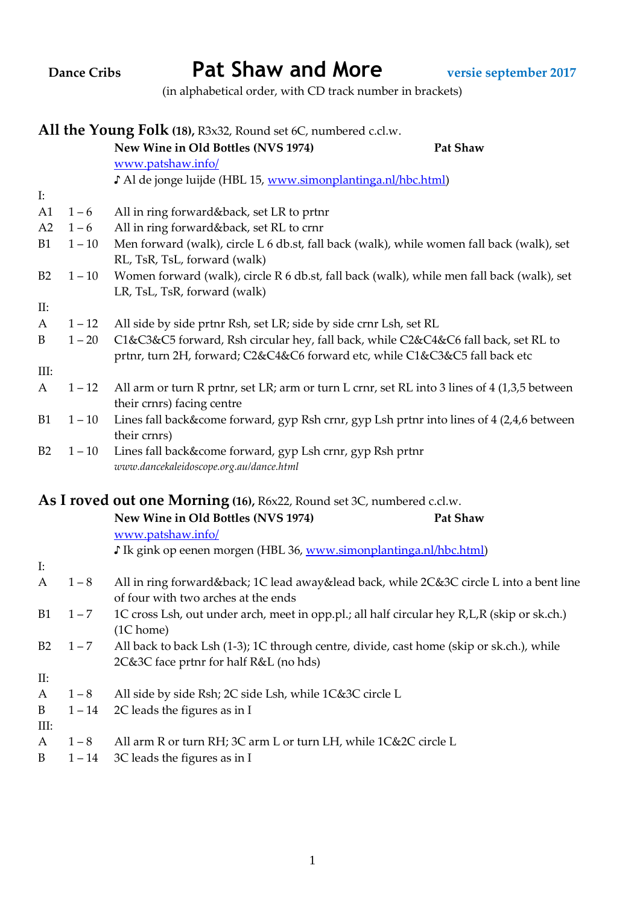**Dance Cribs** # Pat Shaw and More **versie september 2017**

(in alphabetical order, with CD track number in brackets)

## All the Young Folk (18), R3x32, Round set 6C, numbered c.cl.w.

**New Wine in Old Bottles (NVS 1974)** **Pat Shaw**

[www.patshaw.info/](www.patshaw.info/)

♪ Al de jonge luijde (HBL 15, [www.simonplantinga.nl/hbc.html](www.simonplantinga.nl/hbc.html))

| | | |
|---|---|---|
| I: | | |
| A1 | 1 – 6 | All in ring forward&back, set LR to prtnr |
| A2 | 1 – 6 | All in ring forward&back, set RL to crnr |
| B1 | 1 – 10 | Men forward (walk), circle L 6 db.st, fall back (walk), while women fall back (walk), set RL, TsR, TsL, forward (walk) |
| B2 | 1 – 10 | Women forward (walk), circle R 6 db.st, fall back (walk), while men fall back (walk), set LR, TsL, TsR, forward (walk) |
| II: | | |
| A | 1 – 12 | All side by side prtnr Rsh, set LR; side by side crnr Lsh, set RL |
| B | 1 – 20 | C1&C3&C5 forward, Rsh circular hey, fall back, while C2&C4&C6 fall back, set RL to prtnr, turn 2H, forward; C2&C4&C6 forward etc, while C1&C3&C5 fall back etc |
| III: | | |
| A | 1 – 12 | All arm or turn R prtnr, set LR; arm or turn L crnr, set RL into 3 lines of 4 (1,3,5 between their crnrs) facing centre |
| B1 | 1 – 10 | Lines fall back&come forward, gyp Rsh crnr, gyp Lsh prtnr into lines of 4 (2,4,6 between their crnrs) |
| B2 | 1 – 10 | Lines fall back&come forward, gyp Lsh crnr, gyp Rsh prtnr |

*www.dancekaleidoscope.org.au/dance.html*

## As I roved out one Morning (16), R6x22, Round set 3C, numbered c.cl.w.

**New Wine in Old Bottles (NVS 1974)** **Pat Shaw**

[www.patshaw.info/](www.patshaw.info/)

♪ Ik gink op eenen morgen (HBL 36, [www.simonplantinga.nl/hbc.html](www.simonplantinga.nl/hbc.html))

| | | |
|---|---|---|
| I: | | |
| A | 1 – 8 | All in ring forward&back; 1C lead away&lead back, while 2C&3C circle L into a bent line of four with two arches at the ends |
| B1 | 1 – 7 | 1C cross Lsh, out under arch, meet in opp.pl.; all half circular hey R,L,R (skip or sk.ch.) (1C home) |
| B2 | 1 – 7 | All back to back Lsh (1-3); 1C through centre, divide, cast home (skip or sk.ch.), while 2C&3C face prtnr for half R&L (no hds) |
| II: | | |
| A | 1 – 8 | All side by side Rsh; 2C side Lsh, while 1C&3C circle L |
| B | 1 – 14 | 2C leads the figures as in I |
| III: | | |
| A | 1 – 8 | All arm R or turn RH; 3C arm L or turn LH, while 1C&2C circle L |
| B | 1 – 14 | 3C leads the figures as in I |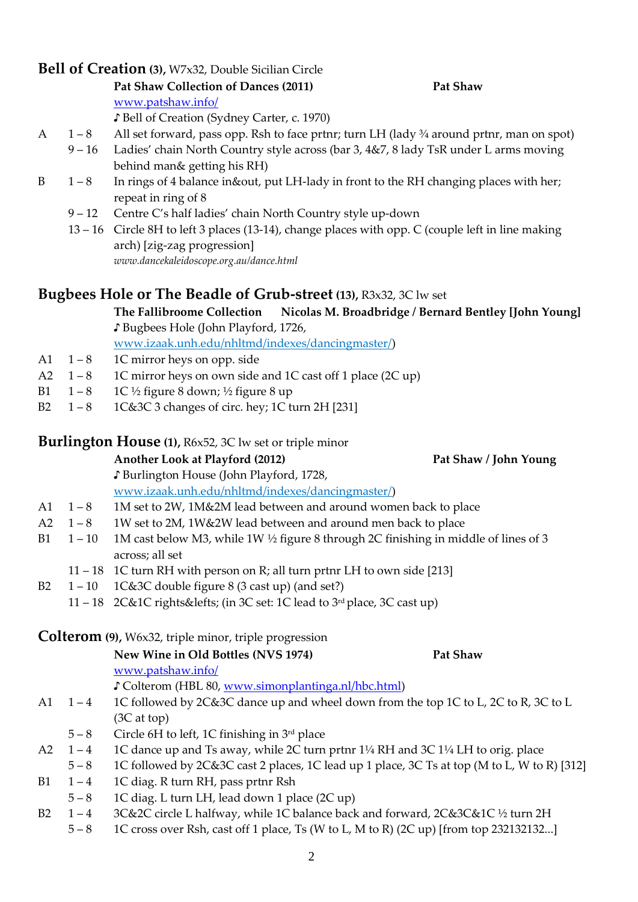## **Bell of Creation** (3), W7x32, Double Sicilian Circle

**Pat Shaw Collection of Dances (2011)** **Pat Shaw**
www.patshaw.info/
♪ Bell of Creation (Sydney Carter, c. 1970)

| | | |
|---|---|---|
| A | 1 – 8 | All set forward, pass opp. Rsh to face prtnr; turn LH (lady ¾ around prtnr, man on spot) |
| | 9 – 16 | Ladies' chain North Country style across (bar 3, 4&7, 8 lady TsR under L arms moving behind man& getting his RH) |
| B | 1 – 8 | In rings of 4 balance in&out, put LH-lady in front to the RH changing places with her; repeat in ring of 8 |
| | 9 – 12 | Centre C's half ladies' chain North Country style up-down |
| | 13 – 16 | Circle 8H to left 3 places (13-14), change places with opp. C (couple left in line making arch) [zig-zag progression] |

*www.dancekaleidoscope.org.au/dance.html*

## **Bugbees Hole or The Beadle of Grub-street** (13), R3x32, 3C lw set

**The Fallibroome Collection** **Nicolas M. Broadbridge / Bernard Bentley [John Young]**
♪ Bugbees Hole (John Playford, 1726, www.izaak.unh.edu/nhltmd/indexes/dancingmaster/)

| | | |
|---|---|---|
| A1 | 1 – 8 | 1C mirror heys on opp. side |
| A2 | 1 – 8 | 1C mirror heys on own side and 1C cast off 1 place (2C up) |
| B1 | 1 – 8 | 1C ½ figure 8 down; ½ figure 8 up |
| B2 | 1 – 8 | 1C&3C 3 changes of circ. hey; 1C turn 2H [231] |

## **Burlington House** (1), R6x52, 3C lw set or triple minor

**Another Look at Playford (2012)** **Pat Shaw / John Young**
♪ Burlington House (John Playford, 1728, www.izaak.unh.edu/nhltmd/indexes/dancingmaster/)

| | | |
|---|---|---|
| A1 | 1 – 8 | 1M set to 2W, 1M&2M lead between and around women back to place |
| A2 | 1 – 8 | 1W set to 2M, 1W&2W lead between and around men back to place |
| B1 | 1 – 10 | 1M cast below M3, while 1W ½ figure 8 through 2C finishing in middle of lines of 3 across; all set |
| | 11 – 18 | 1C turn RH with person on R; all turn prtnr LH to own side [213] |
| B2 | 1 – 10 | 1C&3C double figure 8 (3 cast up) (and set?) |
| | 11 – 18 | 2C&1C rights&lefts; (in 3C set: 1C lead to 3rd place, 3C cast up) |

## **Colterom** (9), W6x32, triple minor, triple progression

**New Wine in Old Bottles (NVS 1974)** **Pat Shaw**
www.patshaw.info/
♪ Colterom (HBL 80, www.simonplantinga.nl/hbc.html)

| | | |
|---|---|---|
| A1 | 1 – 4 | 1C followed by 2C&3C dance up and wheel down from the top 1C to L, 2C to R, 3C to L (3C at top) |
| | 5 – 8 | Circle 6H to left, 1C finishing in 3rd place |
| A2 | 1 – 4 | 1C dance up and Ts away, while 2C turn prtnr 1¼ RH and 3C 1¼ LH to orig. place |
| | 5 – 8 | 1C followed by 2C&3C cast 2 places, 1C lead up 1 place, 3C Ts at top (M to L, W to R) [312] |
| B1 | 1 – 4 | 1C diag. R turn RH, pass prtnr Rsh |
| | 5 – 8 | 1C diag. L turn LH, lead down 1 place (2C up) |
| B2 | 1 – 4 | 3C&2C circle L halfway, while 1C balance back and forward, 2C&3C&1C ½ turn 2H |
| | 5 – 8 | 1C cross over Rsh, cast off 1 place, Ts (W to L, M to R) (2C up) [from top 232132132...] |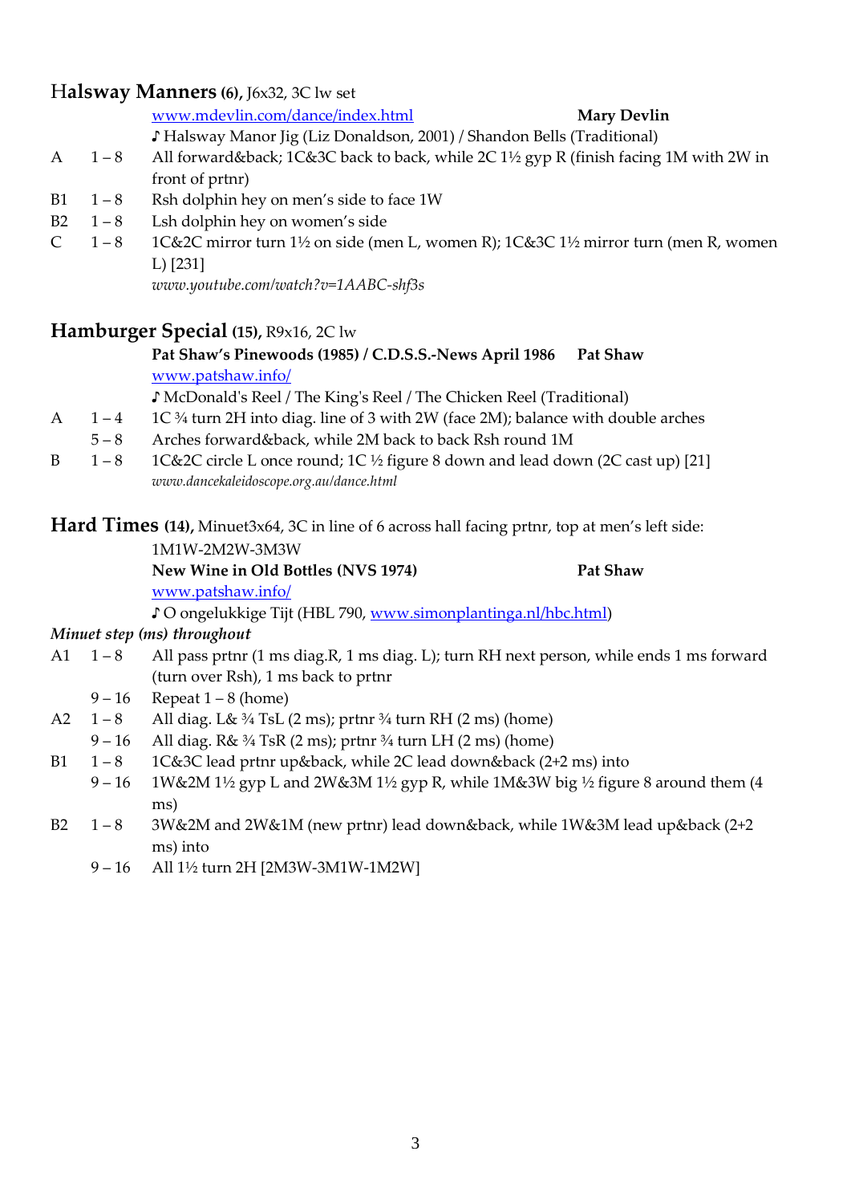## Halsway Manners (6), J6x32, 3C lw set

www.mdevlin.com/dance/index.html **Mary Devlin**

♪ Halsway Manor Jig (Liz Donaldson, 2001) / Shandon Bells (Traditional)

| | | |
|---|---|---|
| A | 1 – 8 | All forward&back; 1C&3C back to back, while 2C 1½ gyp R (finish facing 1M with 2W in front of prtnr) |
| B1 | 1 – 8 | Rsh dolphin hey on men's side to face 1W |
| B2 | 1 – 8 | Lsh dolphin hey on women's side |
| C | 1 – 8 | 1C&2C mirror turn 1½ on side (men L, women R); 1C&3C 1½ mirror turn (men R, women L) [231] |

*www.youtube.com/watch?v=1AABC-shf3s*

## Hamburger Special (15), R9x16, 2C lw

**Pat Shaw's Pinewoods (1985) / C.D.S.S.-News April 1986** **Pat Shaw**

www.patshaw.info/

♪ McDonald's Reel / The King's Reel / The Chicken Reel (Traditional)

| | | |
|---|---|---|
| A | 1 – 4 | 1C ¾ turn 2H into diag. line of 3 with 2W (face 2M); balance with double arches |
| | 5 – 8 | Arches forward&back, while 2M back to back Rsh round 1M |
| B | 1 – 8 | 1C&2C circle L once round; 1C ½ figure 8 down and lead down (2C cast up) [21] |

*www.dancekaleidoscope.org.au/dance.html*

## Hard Times (14), Minuet3x64, 3C in line of 6 across hall facing prtnr, top at men's left side: 1M1W-2M2W-3M3W

**New Wine in Old Bottles (NVS 1974)** **Pat Shaw**

www.patshaw.info/

♪ O ongelukkige Tijt (HBL 790, www.simonplantinga.nl/hbc.html)

***Minuet step (ms) throughout***

| | | |
|---|---|---|
| A1 | 1 – 8 | All pass prtnr (1 ms diag.R, 1 ms diag. L); turn RH next person, while ends 1 ms forward (turn over Rsh), 1 ms back to prtnr |
| | 9 – 16 | Repeat 1 – 8 (home) |
| A2 | 1 – 8 | All diag. L& ¾ TsL (2 ms); prtnr ¾ turn RH (2 ms) (home) |
| | 9 – 16 | All diag. R& ¾ TsR (2 ms); prtnr ¾ turn LH (2 ms) (home) |
| B1 | 1 – 8 | 1C&3C lead prtnr up&back, while 2C lead down&back (2+2 ms) into |
| | 9 – 16 | 1W&2M 1½ gyp L and 2W&3M 1½ gyp R, while 1M&3W big ½ figure 8 around them (4 ms) |
| B2 | 1 – 8 | 3W&2M and 2W&1M (new prtnr) lead down&back, while 1W&3M lead up&back (2+2 ms) into |
| | 9 – 16 | All 1½ turn 2H [2M3W-3M1W-1M2W] |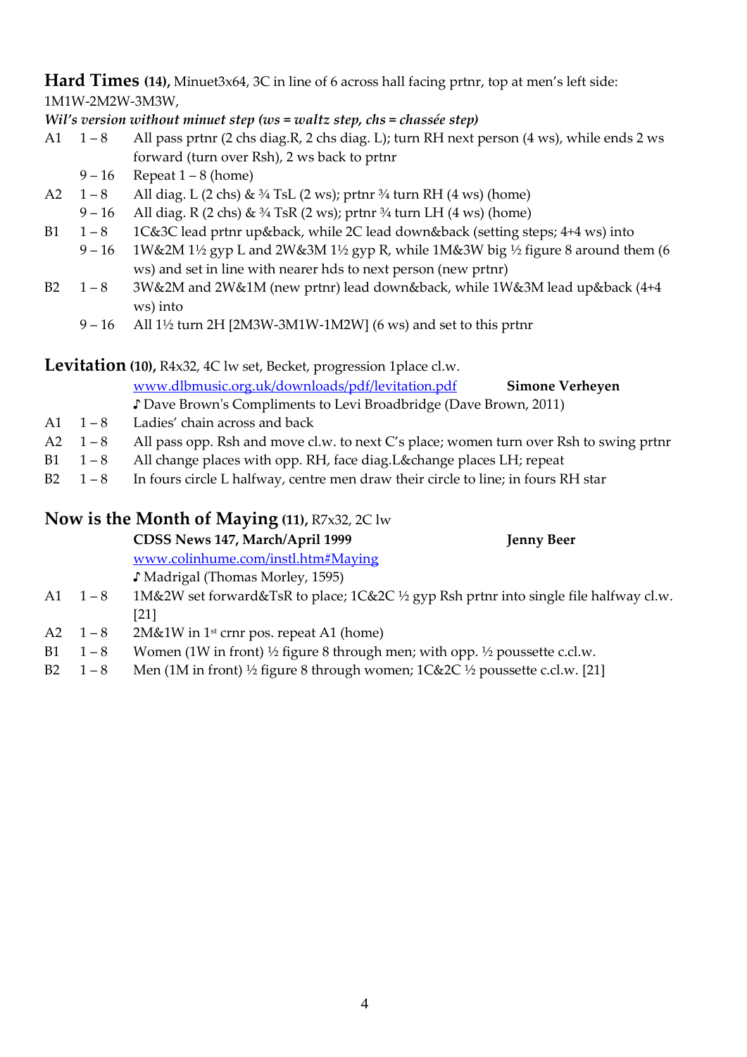**Hard Times (14),** Minuet3x64, 3C in line of 6 across hall facing prtnr, top at men's left side: 1M1W-2M2W-3M3W,

***Wil's version without minuet step (ws = waltz step, chs = chassée step)***

| | | |
|---|---|---|
| A1 | 1 – 8 | All pass prtnr (2 chs diag.R, 2 chs diag. L); turn RH next person (4 ws), while ends 2 ws forward (turn over Rsh), 2 ws back to prtnr |
| | 9 – 16 | Repeat 1 – 8 (home) |
| A2 | 1 – 8 | All diag. L (2 chs) & ¾ TsL (2 ws); prtnr ¾ turn RH (4 ws) (home) |
| | 9 – 16 | All diag. R (2 chs) & ¾ TsR (2 ws); prtnr ¾ turn LH (4 ws) (home) |
| B1 | 1 – 8 | 1C&3C lead prtnr up&back, while 2C lead down&back (setting steps; 4+4 ws) into |
| | 9 – 16 | 1W&2M 1½ gyp L and 2W&3M 1½ gyp R, while 1M&3W big ½ figure 8 around them (6 ws) and set in line with nearer hds to next person (new prtnr) |
| B2 | 1 – 8 | 3W&2M and 2W&1M (new prtnr) lead down&back, while 1W&3M lead up&back (4+4 ws) into |
| | 9 – 16 | All 1½ turn 2H [2M3W-3M1W-1M2W] (6 ws) and set to this prtnr |

**Levitation (10),** R4x32, 4C lw set, Becket, progression 1place cl.w.

www.dlbmusic.org.uk/downloads/pdf/levitation.pdf **Simone Verheyen**

♪ Dave Brown's Compliments to Levi Broadbridge (Dave Brown, 2011)

| | | |
|---|---|---|
| A1 | 1 – 8 | Ladies' chain across and back |
| A2 | 1 – 8 | All pass opp. Rsh and move cl.w. to next C's place; women turn over Rsh to swing prtnr |
| B1 | 1 – 8 | All change places with opp. RH, face diag.L&change places LH; repeat |
| B2 | 1 – 8 | In fours circle L halfway, centre men draw their circle to line; in fours RH star |

**Now is the Month of Maying (11),** R7x32, 2C lw

**CDSS News 147, March/April 1999** **Jenny Beer**

www.colinhume.com/instl.htm#Maying

♪ Madrigal (Thomas Morley, 1595)

| | | |
|---|---|---|
| A1 | 1 – 8 | 1M&2W set forward&TsR to place; 1C&2C ½ gyp Rsh prtnr into single file halfway cl.w. [21] |
| A2 | 1 – 8 | 2M&1W in 1st crnr pos. repeat A1 (home) |
| B1 | 1 – 8 | Women (1W in front) ½ figure 8 through men; with opp. ½ poussette c.cl.w. |
| B2 | 1 – 8 | Men (1M in front) ½ figure 8 through women; 1C&2C ½ poussette c.cl.w. [21] |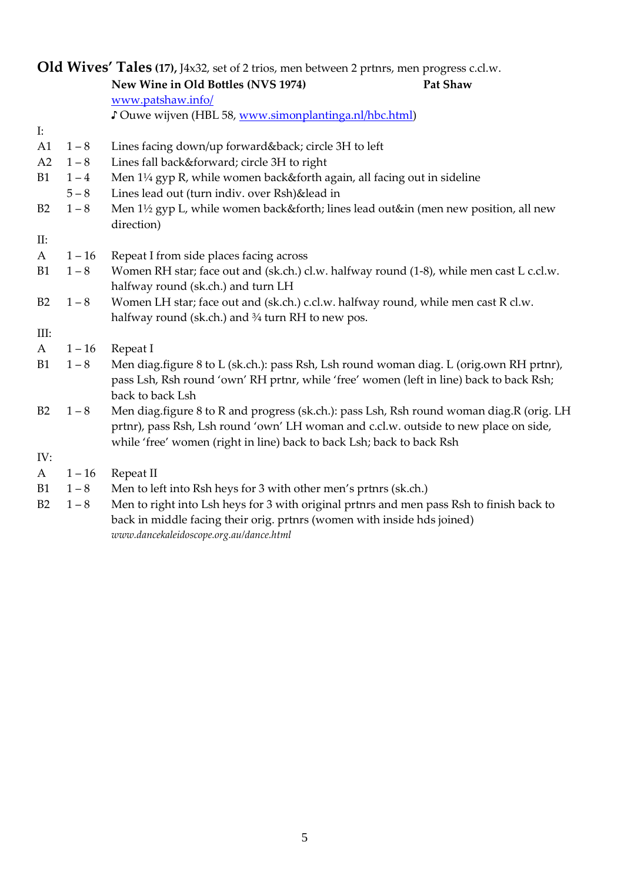**Old Wives' Tales** **(17),** J4x32, set of 2 trios, men between 2 prtnrs, men progress c.cl.w.

**New Wine in Old Bottles (NVS 1974)** **Pat Shaw**

www.patshaw.info/

♪ Ouwe wijven (HBL 58, www.simonplantinga.nl/hbc.html)

I:

| | | |
|---|---|---|
| A1 | 1 – 8 | Lines facing down/up forward&back; circle 3H to left |
| A2 | 1 – 8 | Lines fall back&forward; circle 3H to right |
| B1 | 1 – 4 | Men 1¼ gyp R, while women back&forth again, all facing out in sideline |
| | 5 – 8 | Lines lead out (turn indiv. over Rsh)&lead in |
| B2 | 1 – 8 | Men 1½ gyp L, while women back&forth; lines lead out&in (men new position, all new direction) |

II:

| | | |
|---|---|---|
| A | 1 – 16 | Repeat I from side places facing across |
| B1 | 1 – 8 | Women RH star; face out and (sk.ch.) cl.w. halfway round (1-8), while men cast L c.cl.w. halfway round (sk.ch.) and turn LH |
| B2 | 1 – 8 | Women LH star; face out and (sk.ch.) c.cl.w. halfway round, while men cast R cl.w. halfway round (sk.ch.) and ¾ turn RH to new pos. |

III:

| | | |
|---|---|---|
| A | 1 – 16 | Repeat I |
| B1 | 1 – 8 | Men diag.figure 8 to L (sk.ch.): pass Rsh, Lsh round woman diag. L (orig.own RH prtnr), pass Lsh, Rsh round 'own' RH prtnr, while 'free' women (left in line) back to back Rsh; back to back Lsh |
| B2 | 1 – 8 | Men diag.figure 8 to R and progress (sk.ch.): pass Lsh, Rsh round woman diag.R (orig. LH prtnr), pass Rsh, Lsh round 'own' LH woman and c.cl.w. outside to new place on side, while 'free' women (right in line) back to back Lsh; back to back Rsh |

IV:

| | | |
|---|---|---|
| A | 1 – 16 | Repeat II |
| B1 | 1 – 8 | Men to left into Rsh heys for 3 with other men's prtnrs (sk.ch.) |
| B2 | 1 – 8 | Men to right into Lsh heys for 3 with original prtnrs and men pass Rsh to finish back to back in middle facing their orig. prtnrs (women with inside hds joined) |

*www.dancekaleidoscope.org.au/dance.html*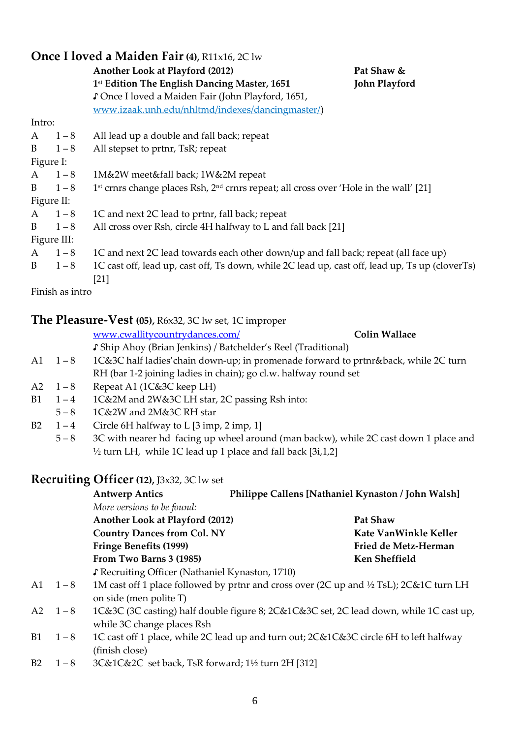## Once I loved a Maiden Fair (4), R11x16, 2C lw

| | | | |
|---|---|---|---|
| | | **Another Look at Playford (2012)** | **Pat Shaw &** |
| | | **1st Edition The English Dancing Master, 1651** | **John Playford** |
| | | ♪ Once I loved a Maiden Fair (John Playford, 1651, www.izaak.unh.edu/nhltmd/indexes/dancingmaster/) | |

Intro:

| | | |
|---|---|---|
| A | 1 – 8 | All lead up a double and fall back; repeat |
| B | 1 – 8 | All stepset to prtnr, TsR; repeat |

Figure I:

| | | |
|---|---|---|
| A | 1 – 8 | 1M&2W meet&fall back; 1W&2M repeat |
| B | 1 – 8 | 1st crnrs change places Rsh, 2nd crnrs repeat; all cross over 'Hole in the wall' [21] |

Figure II:

| | | |
|---|---|---|
| A | 1 – 8 | 1C and next 2C lead to prtnr, fall back; repeat |
| B | 1 – 8 | All cross over Rsh, circle 4H halfway to L and fall back [21] |

Figure III:

| | | |
|---|---|---|
| A | 1 – 8 | 1C and next 2C lead towards each other down/up and fall back; repeat (all face up) |
| B | 1 – 8 | 1C cast off, lead up, cast off, Ts down, while 2C lead up, cast off, lead up, Ts up (cloverTs) [21] |

Finish as intro

## The Pleasure-Vest (05), R6x32, 3C lw set, 1C improper

| | | | |
|---|---|---|---|
| | | www.cwallitycountrydances.com/ | **Colin Wallace** |
| | | ♪ Ship Ahoy (Brian Jenkins) / Batchelder's Reel (Traditional) | |
| A1 | 1 – 8 | 1C&3C half ladies'chain down-up; in promenade forward to prtnr&back, while 2C turn RH (bar 1-2 joining ladies in chain); go cl.w. halfway round set | |
| A2 | 1 – 8 | Repeat A1 (1C&3C keep LH) | |
| B1 | 1 – 4 | 1C&2M and 2W&3C LH star, 2C passing Rsh into: | |
| | 5 – 8 | 1C&2W and 2M&3C RH star | |
| B2 | 1 – 4 | Circle 6H halfway to L [3 imp, 2 imp, 1] | |
| | 5 – 8 | 3C with nearer hd facing up wheel around (man backw), while 2C cast down 1 place and ½ turn LH, while 1C lead up 1 place and fall back [3i,1,2] | |

## Recruiting Officer (12), J3x32, 3C lw set

| | | | |
|---|---|---|---|
| | | **Antwerp Antics** | **Philippe Callens [Nathaniel Kynaston / John Walsh]** |
| | | *More versions to be found:* | |
| | | **Another Look at Playford (2012)** | **Pat Shaw** |
| | | **Country Dances from Col. NY** | **Kate VanWinkle Keller** |
| | | **Fringe Benefits (1999)** | **Fried de Metz-Herman** |
| | | **From Two Barns 3 (1985)** | **Ken Sheffield** |
| | | ♪ Recruiting Officer (Nathaniel Kynaston, 1710) | |
| A1 | 1 – 8 | 1M cast off 1 place followed by prtnr and cross over (2C up and ½ TsL); 2C&1C turn LH on side (men polite T) | |
| A2 | 1 – 8 | 1C&3C (3C casting) half double figure 8; 2C&1C&3C set, 2C lead down, while 1C cast up, while 3C change places Rsh | |
| B1 | 1 – 8 | 1C cast off 1 place, while 2C lead up and turn out; 2C&1C&3C circle 6H to left halfway (finish close) | |
| B2 | 1 – 8 | 3C&1C&2C set back, TsR forward; 1½ turn 2H [312] | |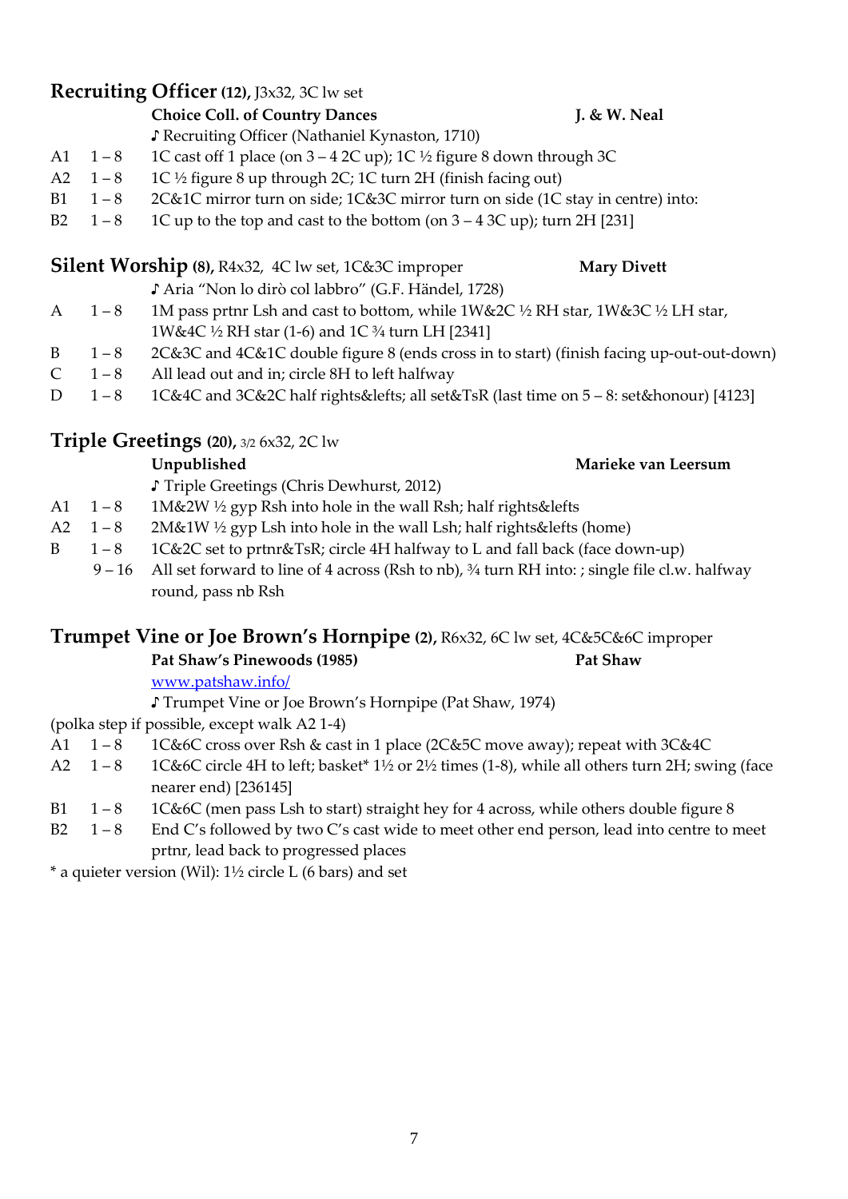## Recruiting Officer (12), J3x32, 3C lw set

**Choice Coll. of Country Dances** — **J. & W. Neal**

♪ Recruiting Officer (Nathaniel Kynaston, 1710)

| | | |
|---|---|---|
| A1 | 1 – 8 | 1C cast off 1 place (on 3 – 4 2C up); 1C ½ figure 8 down through 3C |
| A2 | 1 – 8 | 1C ½ figure 8 up through 2C; 1C turn 2H (finish facing out) |
| B1 | 1 – 8 | 2C&1C mirror turn on side; 1C&3C mirror turn on side (1C stay in centre) into: |
| B2 | 1 – 8 | 1C up to the top and cast to the bottom (on 3 – 4 3C up); turn 2H [231] |

## Silent Worship (8), R4x32, 4C lw set, 1C&3C improper

**Mary Divett**

♪ Aria "Non lo dirò col labbro" (G.F. Händel, 1728)

| | | |
|---|---|---|
| A | 1 – 8 | 1M pass prtnr Lsh and cast to bottom, while 1W&2C ½ RH star, 1W&3C ½ LH star, 1W&4C ½ RH star (1-6) and 1C ¾ turn LH [2341] |
| B | 1 – 8 | 2C&3C and 4C&1C double figure 8 (ends cross in to start) (finish facing up-out-out-down) |
| C | 1 – 8 | All lead out and in; circle 8H to left halfway |
| D | 1 – 8 | 1C&4C and 3C&2C half rights&lefts; all set&TsR (last time on 5 – 8: set&honour) [4123] |

## Triple Greetings (20), 3/2 6x32, 2C lw

**Unpublished** — **Marieke van Leersum**

♪ Triple Greetings (Chris Dewhurst, 2012)

| | | |
|---|---|---|
| A1 | 1 – 8 | 1M&2W ½ gyp Rsh into hole in the wall Rsh; half rights&lefts |
| A2 | 1 – 8 | 2M&1W ½ gyp Lsh into hole in the wall Lsh; half rights&lefts (home) |
| B | 1 – 8 | 1C&2C set to prtnr&TsR; circle 4H halfway to L and fall back (face down-up) |
| | 9 – 16 | All set forward to line of 4 across (Rsh to nb), ¾ turn RH into: ; single file cl.w. halfway round, pass nb Rsh |

## Trumpet Vine or Joe Brown's Hornpipe (2), R6x32, 6C lw set, 4C&5C&6C improper

**Pat Shaw's Pinewoods (1985)** — **Pat Shaw**

[www.patshaw.info/](http://www.patshaw.info/)

♪ Trumpet Vine or Joe Brown's Hornpipe (Pat Shaw, 1974)

(polka step if possible, except walk A2 1-4)

| | | |
|---|---|---|
| A1 | 1 – 8 | 1C&6C cross over Rsh & cast in 1 place (2C&5C move away); repeat with 3C&4C |
| A2 | 1 – 8 | 1C&6C circle 4H to left; basket* 1½ or 2½ times (1-8), while all others turn 2H; swing (face nearer end) [236145] |
| B1 | 1 – 8 | 1C&6C (men pass Lsh to start) straight hey for 4 across, while others double figure 8 |
| B2 | 1 – 8 | End C's followed by two C's cast wide to meet other end person, lead into centre to meet prtnr, lead back to progressed places |

* a quieter version (Wil): 1½ circle L (6 bars) and set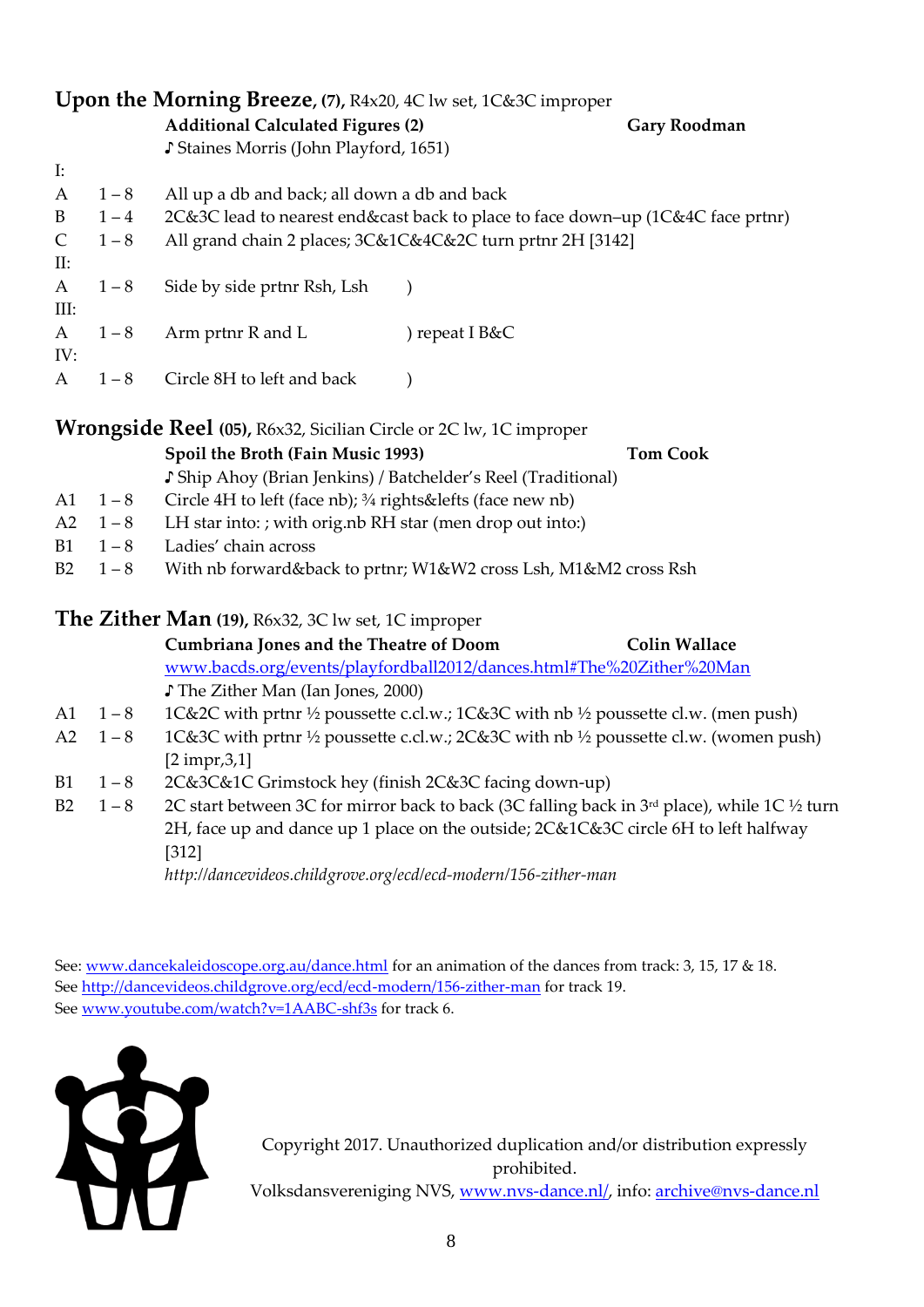## Upon the Morning Breeze, (7), R4x20, 4C lw set, 1C&3C improper

**Additional Calculated Figures (2)** — **Gary Roodman**

♪ Staines Morris (John Playford, 1651)

I:

| | | | |
|---|---|---|---|
| A | 1 – 8 | All up a db and back; all down a db and back | |
| B | 1 – 4 | 2C&3C lead to nearest end&cast back to place to face down–up (1C&4C face prtnr) | |
| C | 1 – 8 | All grand chain 2 places; 3C&1C&4C&2C turn prtnr 2H [3142] | |

II:

| | | | |
|---|---|---|---|
| A | 1 – 8 | Side by side prtnr Rsh, Lsh | ) |

III:

| | | | |
|---|---|---|---|
| A | 1 – 8 | Arm prtnr R and L | ) repeat I B&C |

IV:

| | | | |
|---|---|---|---|
| A | 1 – 8 | Circle 8H to left and back | ) |

## Wrongside Reel (05), R6x32, Sicilian Circle or 2C lw, 1C improper

**Spoil the Broth (Fain Music 1993)** — **Tom Cook**

♪ Ship Ahoy (Brian Jenkins) / Batchelder's Reel (Traditional)

| | | |
|---|---|---|
| A1 | 1 – 8 | Circle 4H to left (face nb); ¾ rights&lefts (face new nb) |
| A2 | 1 – 8 | LH star into: ; with orig.nb RH star (men drop out into:) |
| B1 | 1 – 8 | Ladies' chain across |
| B2 | 1 – 8 | With nb forward&back to prtnr; W1&W2 cross Lsh, M1&M2 cross Rsh |

## The Zither Man (19), R6x32, 3C lw set, 1C improper

**Cumbriana Jones and the Theatre of Doom** — **Colin Wallace**

[www.bacds.org/events/playfordball2012/dances.html#The%20Zither%20Man](www.bacds.org/events/playfordball2012/dances.html#The%20Zither%20Man)

♪ The Zither Man (Ian Jones, 2000)

| | | |
|---|---|---|
| A1 | 1 – 8 | 1C&2C with prtnr ½ poussette c.cl.w.; 1C&3C with nb ½ poussette cl.w. (men push) |
| A2 | 1 – 8 | 1C&3C with prtnr ½ poussette c.cl.w.; 2C&3C with nb ½ poussette cl.w. (women push) [2 impr,3,1] |
| B1 | 1 – 8 | 2C&3C&1C Grimstock hey (finish 2C&3C facing down-up) |
| B2 | 1 – 8 | 2C start between 3C for mirror back to back (3C falling back in 3rd place), while 1C ½ turn 2H, face up and dance up 1 place on the outside; 2C&1C&3C circle 6H to left halfway [312] |

*http://dancevideos.childgrove.org/ecd/ecd-modern/156-zither-man*

See: [www.dancekaleidoscope.org.au/dance.html](www.dancekaleidoscope.org.au/dance.html) for an animation of the dances from track: 3, 15, 17 & 18.
See [http://dancevideos.childgrove.org/ecd/ecd-modern/156-zither-man](http://dancevideos.childgrove.org/ecd/ecd-modern/156-zither-man) for track 19.
See [www.youtube.com/watch?v=1AABC-shf3s](www.youtube.com/watch?v=1AABC-shf3s) for track 6.

Copyright 2017. Unauthorized duplication and/or distribution expressly prohibited.
Volksdansvereniging NVS, [www.nvs-dance.nl/](www.nvs-dance.nl/), info: [archive@nvs-dance.nl](mailto:archive@nvs-dance.nl)